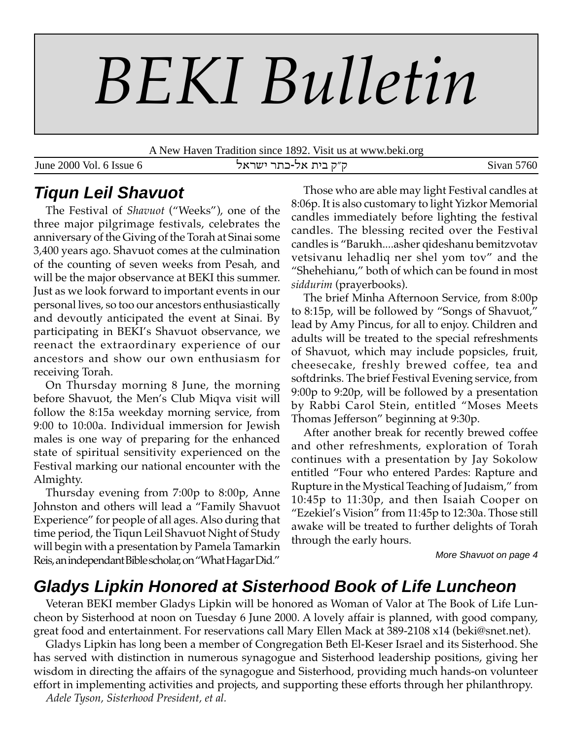# BEKI Bulletin

A New Haven Tradition since 1892. Visit us at www.beki.org

June 2000 Vol. 6 Issue 6 — ק״ק בית אל-כתר ישראל — Sivan 5760

## Tiqun Leil Shavuot

The Festival of *Shavuot* ("Weeks"), one of the three major pilgrimage festivals, celebrates the anniversary of the Giving of the Torah at Sinai some 3,400 years ago. Shavuot comes at the culmination of the counting of seven weeks from Pesah, and will be the major observance at BEKI this summer. Just as we look forward to important events in our personal lives, so too our ancestors enthusiastically and devoutly anticipated the event at Sinai. By participating in BEKI's Shavuot observance, we reenact the extraordinary experience of our ancestors and show our own enthusiasm for receiving Torah.

On Thursday morning 8 June, the morning before Shavuot, the Men's Club Miqva visit will follow the 8:15a weekday morning service, from 9:00 to 10:00a. Individual immersion for Jewish males is one way of preparing for the enhanced state of spiritual sensitivity experienced on the Festival marking our national encounter with the Almighty.

Thursday evening from 7:00p to 8:00p, Anne Johnston and others will lead a "Family Shavuot Experience" for people of all ages. Also during that time period, the Tiqun Leil Shavuot Night of Study will begin with a presentation by Pamela Tamarkin Reis, an independant Bible scholar, on "What Hagar Did."

Those who are able may light Festival candles at 8:06p. It is also customary to light Yizkor Memorial candles immediately before lighting the festival candles. The blessing recited over the Festival candles is "Barukh....asher qideshanu bemitzvotav vetsivanu lehadliq ner shel yom tov" and the "Shehehianu," both of which can be found in most *siddurim* (prayerbooks).

The brief Minha Afternoon Service, from 8:00p to 8:15p, will be followed by "Songs of Shavuot," lead by Amy Pincus, for all to enjoy. Children and adults will be treated to the special refreshments of Shavuot, which may include popsicles, fruit, cheesecake, freshly brewed coffee, tea and softdrinks. The brief Festival Evening service, from 9:00p to 9:20p, will be followed by a presentation by Rabbi Carol Stein, entitled "Moses Meets Thomas Jefferson" beginning at 9:30p.

After another break for recently brewed coffee and other refreshments, exploration of Torah continues with a presentation by Jay Sokolow entitled "Four who entered Pardes: Rapture and Rupture in the Mystical Teaching of Judaism," from 10:45p to 11:30p, and then Isaiah Cooper on "Ezekiel's Vision" from 11:45p to 12:30a. Those still awake will be treated to further delights of Torah through the early hours.

*More Shavuot on page 4*

## Gladys Lipkin Honored at Sisterhood Book of Life Luncheon

Veteran BEKI member Gladys Lipkin will be honored as Woman of Valor at The Book of Life Luncheon by Sisterhood at noon on Tuesday 6 June 2000. A lovely affair is planned, with good company, great food and entertainment. For reservations call Mary Ellen Mack at 389-2108 x14 (beki@snet.net).

Gladys Lipkin has long been a member of Congregation Beth El-Keser Israel and its Sisterhood. She has served with distinction in numerous synagogue and Sisterhood leadership positions, giving her wisdom in directing the affairs of the synagogue and Sisterhood, providing much hands-on volunteer effort in implementing activities and projects, and supporting these efforts through her philanthropy.

*Adele Tyson, Sisterhood President, et al.*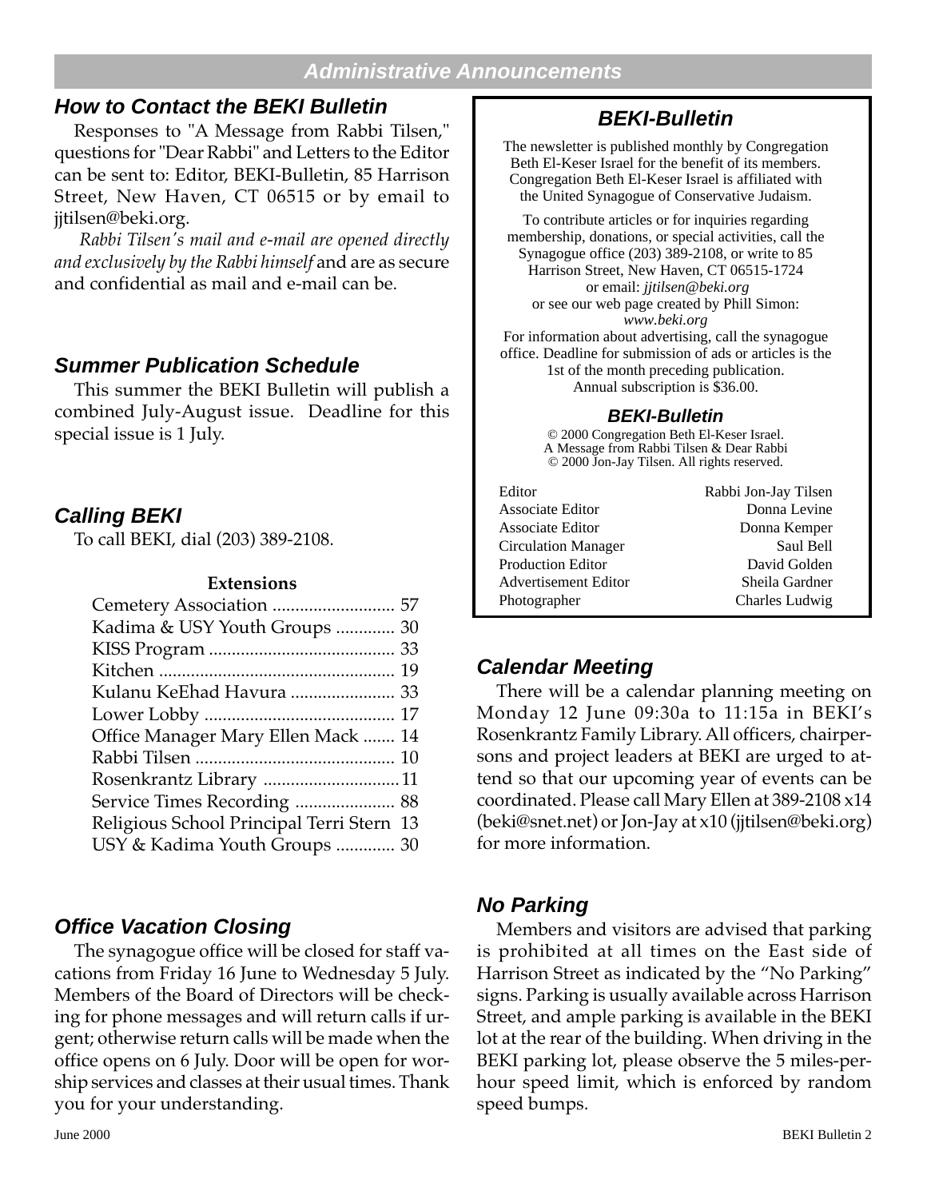## Administrative Announcements

### How to Contact the BEKI Bulletin

Responses to "A Message from Rabbi Tilsen," questions for "Dear Rabbi" and Letters to the Editor can be sent to: Editor, BEKI-Bulletin, 85 Harrison Street, New Haven, CT 06515 or by email to jjtilsen@beki.org.

*Rabbi Tilsen's mail and e-mail are opened directly and exclusively by the Rabbi himself* and are as secure and confidential as mail and e-mail can be.

### Summer Publication Schedule

This summer the BEKI Bulletin will publish a combined July-August issue. Deadline for this special issue is 1 July.

### Calling BEKI

To call BEKI, dial (203) 389-2108.

**Extensions**

| | |
|---|---|
| Cemetery Association | 57 |
| Kadima & USY Youth Groups | 30 |
| KISS Program | 33 |
| Kitchen | 19 |
| Kulanu KeEhad Havura | 33 |
| Lower Lobby | 17 |
| Office Manager Mary Ellen Mack | 14 |
| Rabbi Tilsen | 10 |
| Rosenkrantz Library | 11 |
| Service Times Recording | 88 |
| Religious School Principal Terri Stern | 13 |
| USY & Kadima Youth Groups | 30 |

### Office Vacation Closing

The synagogue office will be closed for staff vacations from Friday 16 June to Wednesday 5 July. Members of the Board of Directors will be checking for phone messages and will return calls if urgent; otherwise return calls will be made when the office opens on 6 July. Door will be open for worship services and classes at their usual times. Thank you for your understanding.

### BEKI-Bulletin

The newsletter is published monthly by Congregation Beth El-Keser Israel for the benefit of its members. Congregation Beth El-Keser Israel is affiliated with the United Synagogue of Conservative Judaism.

To contribute articles or for inquiries regarding membership, donations, or special activities, call the Synagogue office (203) 389-2108, or write to 85 Harrison Street, New Haven, CT 06515-1724 or email: *jjtilsen@beki.org* or see our web page created by Phill Simon: *www.beki.org*
For information about advertising, call the synagogue office. Deadline for submission of ads or articles is the 1st of the month preceding publication. Annual subscription is $36.00.

**BEKI-Bulletin**

© 2000 Congregation Beth El-Keser Israel.
A Message from Rabbi Tilsen & Dear Rabbi
© 2000 Jon-Jay Tilsen. All rights reserved.

| | |
|---|---|
| Editor | Rabbi Jon-Jay Tilsen |
| Associate Editor | Donna Levine |
| Associate Editor | Donna Kemper |
| Circulation Manager | Saul Bell |
| Production Editor | David Golden |
| Advertisement Editor | Sheila Gardner |
| Photographer | Charles Ludwig |

### Calendar Meeting

There will be a calendar planning meeting on Monday 12 June 09:30a to 11:15a in BEKI's Rosenkrantz Family Library. All officers, chairpersons and project leaders at BEKI are urged to attend so that our upcoming year of events can be coordinated. Please call Mary Ellen at 389-2108 x14 (beki@snet.net) or Jon-Jay at x10 (jjtilsen@beki.org) for more information.

### No Parking

Members and visitors are advised that parking is prohibited at all times on the East side of Harrison Street as indicated by the "No Parking" signs. Parking is usually available across Harrison Street, and ample parking is available in the BEKI lot at the rear of the building. When driving in the BEKI parking lot, please observe the 5 miles-per-hour speed limit, which is enforced by random speed bumps.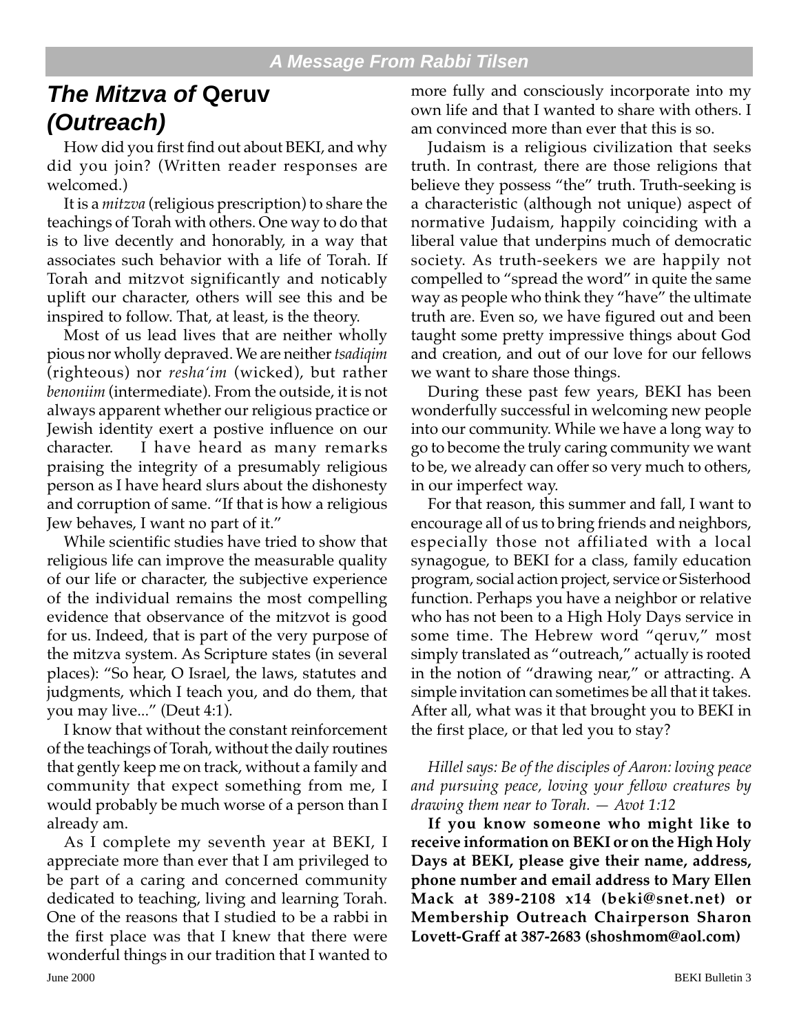## A Message From Rabbi Tilsen

# *The Mitzva of* Qeruv *(Outreach)*

How did you first find out about BEKI, and why did you join? (Written reader responses are welcomed.)

It is a *mitzva* (religious prescription) to share the teachings of Torah with others. One way to do that is to live decently and honorably, in a way that associates such behavior with a life of Torah. If Torah and mitzvot significantly and noticably uplift our character, others will see this and be inspired to follow. That, at least, is the theory.

Most of us lead lives that are neither wholly pious nor wholly depraved. We are neither *tsadiqim* (righteous) nor *resha'im* (wicked), but rather *benoniim* (intermediate). From the outside, it is not always apparent whether our religious practice or Jewish identity exert a postive influence on our character. I have heard as many remarks praising the integrity of a presumably religious person as I have heard slurs about the dishonesty and corruption of same. "If that is how a religious Jew behaves, I want no part of it."

While scientific studies have tried to show that religious life can improve the measurable quality of our life or character, the subjective experience of the individual remains the most compelling evidence that observance of the mitzvot is good for us. Indeed, that is part of the very purpose of the mitzva system. As Scripture states (in several places): "So hear, O Israel, the laws, statutes and judgments, which I teach you, and do them, that you may live..." (Deut 4:1).

I know that without the constant reinforcement of the teachings of Torah, without the daily routines that gently keep me on track, without a family and community that expect something from me, I would probably be much worse of a person than I already am.

As I complete my seventh year at BEKI, I appreciate more than ever that I am privileged to be part of a caring and concerned community dedicated to teaching, living and learning Torah. One of the reasons that I studied to be a rabbi in the first place was that I knew that there were wonderful things in our tradition that I wanted to more fully and consciously incorporate into my own life and that I wanted to share with others. I am convinced more than ever that this is so.

Judaism is a religious civilization that seeks truth. In contrast, there are those religions that believe they possess "the" truth. Truth-seeking is a characteristic (although not unique) aspect of normative Judaism, happily coinciding with a liberal value that underpins much of democratic society. As truth-seekers we are happily not compelled to "spread the word" in quite the same way as people who think they "have" the ultimate truth are. Even so, we have figured out and been taught some pretty impressive things about God and creation, and out of our love for our fellows we want to share those things.

During these past few years, BEKI has been wonderfully successful in welcoming new people into our community. While we have a long way to go to become the truly caring community we want to be, we already can offer so very much to others, in our imperfect way.

For that reason, this summer and fall, I want to encourage all of us to bring friends and neighbors, especially those not affiliated with a local synagogue, to BEKI for a class, family education program, social action project, service or Sisterhood function. Perhaps you have a neighbor or relative who has not been to a High Holy Days service in some time. The Hebrew word "qeruv," most simply translated as "outreach," actually is rooted in the notion of "drawing near," or attracting. A simple invitation can sometimes be all that it takes. After all, what was it that brought you to BEKI in the first place, or that led you to stay?

*Hillel says: Be of the disciples of Aaron: loving peace and pursuing peace, loving your fellow creatures by drawing them near to Torah. — Avot 1:12*

**If you know someone who might like to receive information on BEKI or on the High Holy Days at BEKI, please give their name, address, phone number and email address to Mary Ellen Mack at 389-2108 x14 (beki@snet.net) or Membership Outreach Chairperson Sharon Lovett-Graff at 387-2683 (shoshmom@aol.com)**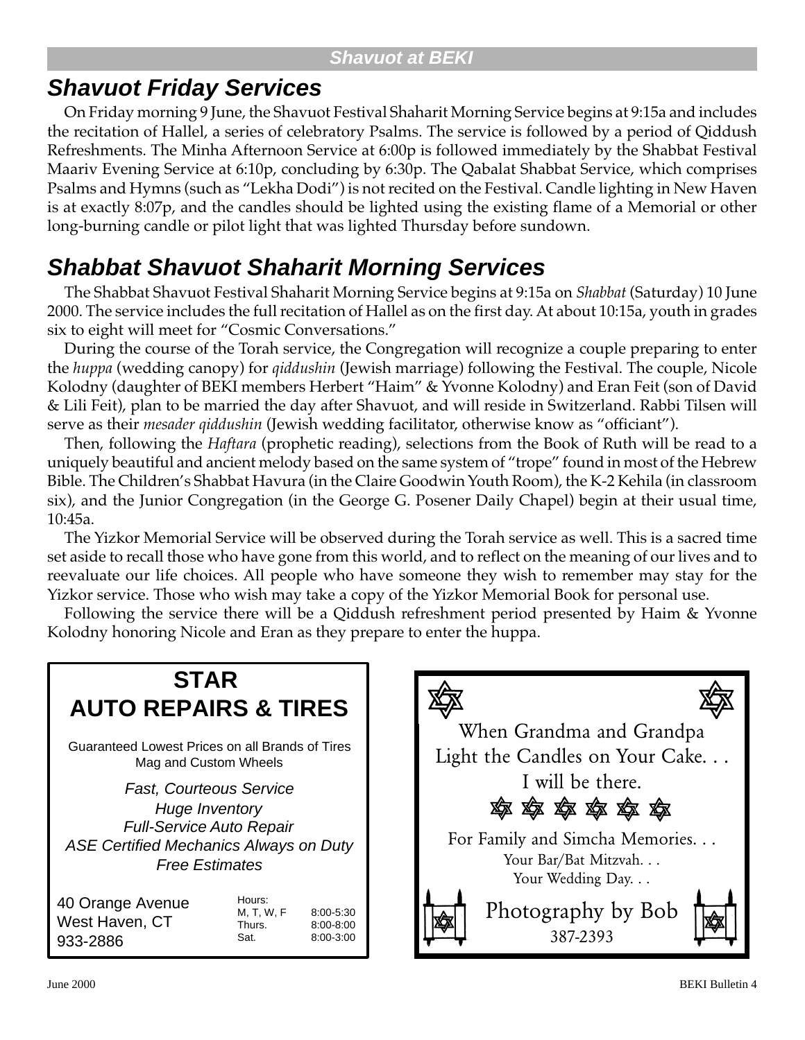## Shavuot at BEKI

## Shavuot Friday Services

On Friday morning 9 June, the Shavuot Festival Shaharit Morning Service begins at 9:15a and includes the recitation of Hallel, a series of celebratory Psalms. The service is followed by a period of Qiddush Refreshments. The Minha Afternoon Service at 6:00p is followed immediately by the Shabbat Festival Maariv Evening Service at 6:10p, concluding by 6:30p. The Qabalat Shabbat Service, which comprises Psalms and Hymns (such as "Lekha Dodi") is not recited on the Festival. Candle lighting in New Haven is at exactly 8:07p, and the candles should be lighted using the existing flame of a Memorial or other long-burning candle or pilot light that was lighted Thursday before sundown.

## Shabbat Shavuot Shaharit Morning Services

The Shabbat Shavuot Festival Shaharit Morning Service begins at 9:15a on *Shabbat* (Saturday) 10 June 2000. The service includes the full recitation of Hallel as on the first day. At about 10:15a, youth in grades six to eight will meet for "Cosmic Conversations."

During the course of the Torah service, the Congregation will recognize a couple preparing to enter the *huppa* (wedding canopy) for *qiddushin* (Jewish marriage) following the Festival. The couple, Nicole Kolodny (daughter of BEKI members Herbert "Haim" & Yvonne Kolodny) and Eran Feit (son of David & Lili Feit), plan to be married the day after Shavuot, and will reside in Switzerland. Rabbi Tilsen will serve as their *mesader qiddushin* (Jewish wedding facilitator, otherwise know as "officiant").

Then, following the *Haftara* (prophetic reading), selections from the Book of Ruth will be read to a uniquely beautiful and ancient melody based on the same system of "trope" found in most of the Hebrew Bible. The Children's Shabbat Havura (in the Claire Goodwin Youth Room), the K-2 Kehila (in classroom six), and the Junior Congregation (in the George G. Posener Daily Chapel) begin at their usual time, 10:45a.

The Yizkor Memorial Service will be observed during the Torah service as well. This is a sacred time set aside to recall those who have gone from this world, and to reflect on the meaning of our lives and to reevaluate our life choices. All people who have someone they wish to remember may stay for the Yizkor service. Those who wish may take a copy of the Yizkor Memorial Book for personal use.

Following the service there will be a Qiddush refreshment period presented by Haim & Yvonne Kolodny honoring Nicole and Eran as they prepare to enter the huppa.

---

**STAR**
**AUTO REPAIRS & TIRES**

Guaranteed Lowest Prices on all Brands of Tires
Mag and Custom Wheels

*Fast, Courteous Service*
*Huge Inventory*
*Full-Service Auto Repair*
*ASE Certified Mechanics Always on Duty*
*Free Estimates*

40 Orange Avenue
West Haven, CT
933-2886

Hours:
M, T, W, F 8:00-5:30
Thurs. 8:00-8:00
Sat. 8:00-3:00

---

When Grandma and Grandpa
Light the Candles on Your Cake. . .
I will be there.

For Family and Simcha Memories. . .
Your Bar/Bat Mitzvah. . .
Your Wedding Day. . .

Photography by Bob
387-2393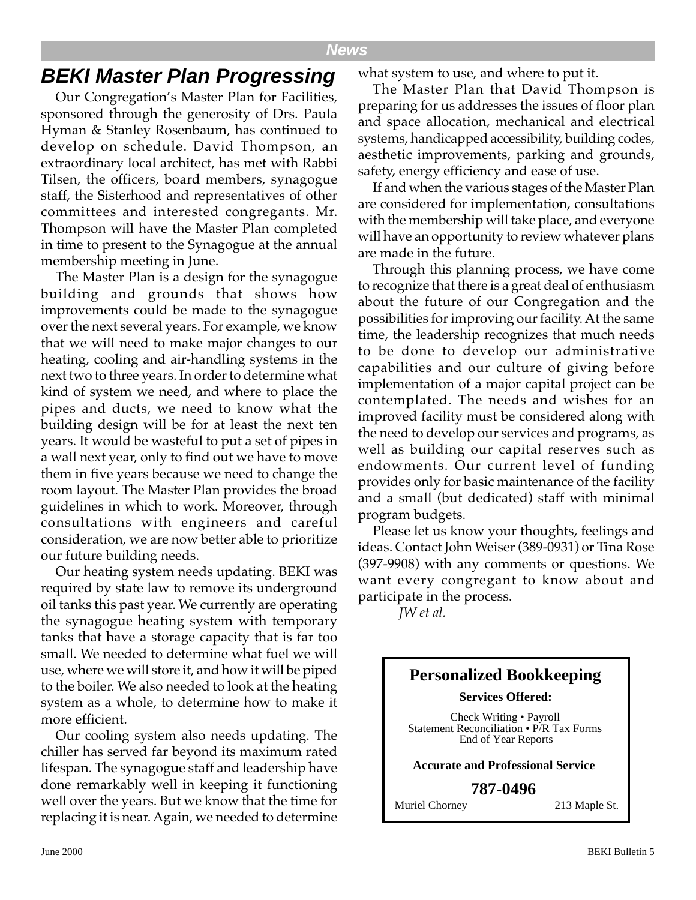## BEKI Master Plan Progressing

Our Congregation's Master Plan for Facilities, sponsored through the generosity of Drs. Paula Hyman & Stanley Rosenbaum, has continued to develop on schedule. David Thompson, an extraordinary local architect, has met with Rabbi Tilsen, the officers, board members, synagogue staff, the Sisterhood and representatives of other committees and interested congregants. Mr. Thompson will have the Master Plan completed in time to present to the Synagogue at the annual membership meeting in June.

The Master Plan is a design for the synagogue building and grounds that shows how improvements could be made to the synagogue over the next several years. For example, we know that we will need to make major changes to our heating, cooling and air-handling systems in the next two to three years. In order to determine what kind of system we need, and where to place the pipes and ducts, we need to know what the building design will be for at least the next ten years. It would be wasteful to put a set of pipes in a wall next year, only to find out we have to move them in five years because we need to change the room layout. The Master Plan provides the broad guidelines in which to work. Moreover, through consultations with engineers and careful consideration, we are now better able to prioritize our future building needs.

Our heating system needs updating. BEKI was required by state law to remove its underground oil tanks this past year. We currently are operating the synagogue heating system with temporary tanks that have a storage capacity that is far too small. We needed to determine what fuel we will use, where we will store it, and how it will be piped to the boiler. We also needed to look at the heating system as a whole, to determine how to make it more efficient.

Our cooling system also needs updating. The chiller has served far beyond its maximum rated lifespan. The synagogue staff and leadership have done remarkably well in keeping it functioning well over the years. But we know that the time for replacing it is near. Again, we needed to determine what system to use, and where to put it.

The Master Plan that David Thompson is preparing for us addresses the issues of floor plan and space allocation, mechanical and electrical systems, handicapped accessibility, building codes, aesthetic improvements, parking and grounds, safety, energy efficiency and ease of use.

If and when the various stages of the Master Plan are considered for implementation, consultations with the membership will take place, and everyone will have an opportunity to review whatever plans are made in the future.

Through this planning process, we have come to recognize that there is a great deal of enthusiasm about the future of our Congregation and the possibilities for improving our facility. At the same time, the leadership recognizes that much needs to be done to develop our administrative capabilities and our culture of giving before implementation of a major capital project can be contemplated. The needs and wishes for an improved facility must be considered along with the need to develop our services and programs, as well as building our capital reserves such as endowments. Our current level of funding provides only for basic maintenance of the facility and a small (but dedicated) staff with minimal program budgets.

Please let us know your thoughts, feelings and ideas. Contact John Weiser (389-0931) or Tina Rose (397-9908) with any comments or questions. We want every congregant to know about and participate in the process.

*JW et al.*

---

**Personalized Bookkeeping**

**Services Offered:**

Check Writing • Payroll
Statement Reconciliation • P/R Tax Forms
End of Year Reports

**Accurate and Professional Service**

**787-0496**

Muriel Chorney — 213 Maple St.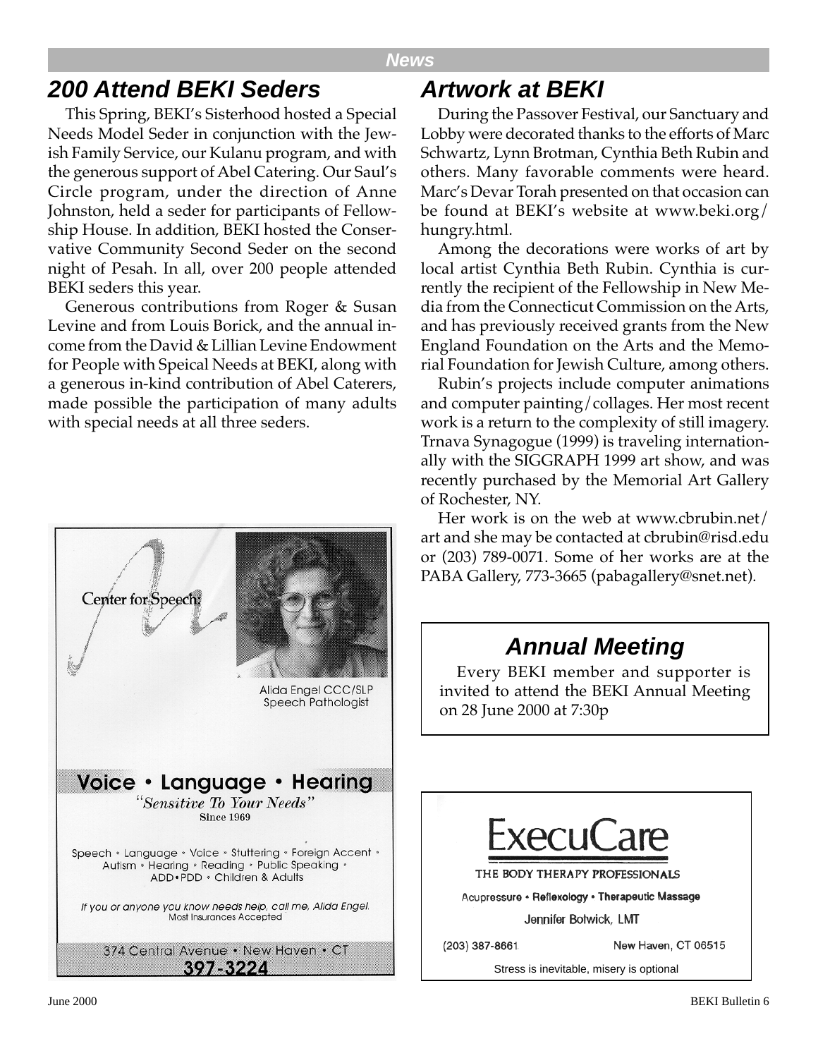## 200 Attend BEKI Seders

This Spring, BEKI's Sisterhood hosted a Special Needs Model Seder in conjunction with the Jewish Family Service, our Kulanu program, and with the generous support of Abel Catering. Our Saul's Circle program, under the direction of Anne Johnston, held a seder for participants of Fellowship House. In addition, BEKI hosted the Conservative Community Second Seder on the second night of Pesah. In all, over 200 people attended BEKI seders this year.

Generous contributions from Roger & Susan Levine and from Louis Borick, and the annual income from the David & Lillian Levine Endowment for People with Speical Needs at BEKI, along with a generous in-kind contribution of Abel Caterers, made possible the participation of many adults with special needs at all three seders.

Center for Speech

Alida Engel CCC/SLP
Speech Pathologist

**Voice • Language • Hearing**

*"Sensitive To Your Needs"*
Since 1969

Speech • Language • Voice • Stuttering • Foreign Accent • Autism • Hearing • Reading • Public Speaking • ADD•PDD • Children & Adults

*If you or anyone you know needs help, call me, Alida Engel.*
Most Insurances Accepted

374 Central Avenue • New Haven • CT
**397-3224**

## Artwork at BEKI

During the Passover Festival, our Sanctuary and Lobby were decorated thanks to the efforts of Marc Schwartz, Lynn Brotman, Cynthia Beth Rubin and others. Many favorable comments were heard. Marc's Devar Torah presented on that occasion can be found at BEKI's website at www.beki.org/hungry.html.

Among the decorations were works of art by local artist Cynthia Beth Rubin. Cynthia is currently the recipient of the Fellowship in New Media from the Connecticut Commission on the Arts, and has previously received grants from the New England Foundation on the Arts and the Memorial Foundation for Jewish Culture, among others.

Rubin's projects include computer animations and computer painting/collages. Her most recent work is a return to the complexity of still imagery. Trnava Synagogue (1999) is traveling internationally with the SIGGRAPH 1999 art show, and was recently purchased by the Memorial Art Gallery of Rochester, NY.

Her work is on the web at www.cbrubin.net/art and she may be contacted at cbrubin@risd.edu or (203) 789-0071. Some of her works are at the PABA Gallery, 773-3665 (pabagallery@snet.net).

## Annual Meeting

Every BEKI member and supporter is invited to attend the BEKI Annual Meeting on 28 June 2000 at 7:30p

ExecuCare

THE BODY THERAPY PROFESSIONALS

Acupressure • Reflexology • Therapeutic Massage

Jennifer Bolwick, LMT

(203) 387-8661 New Haven, CT 06515

Stress is inevitable, misery is optional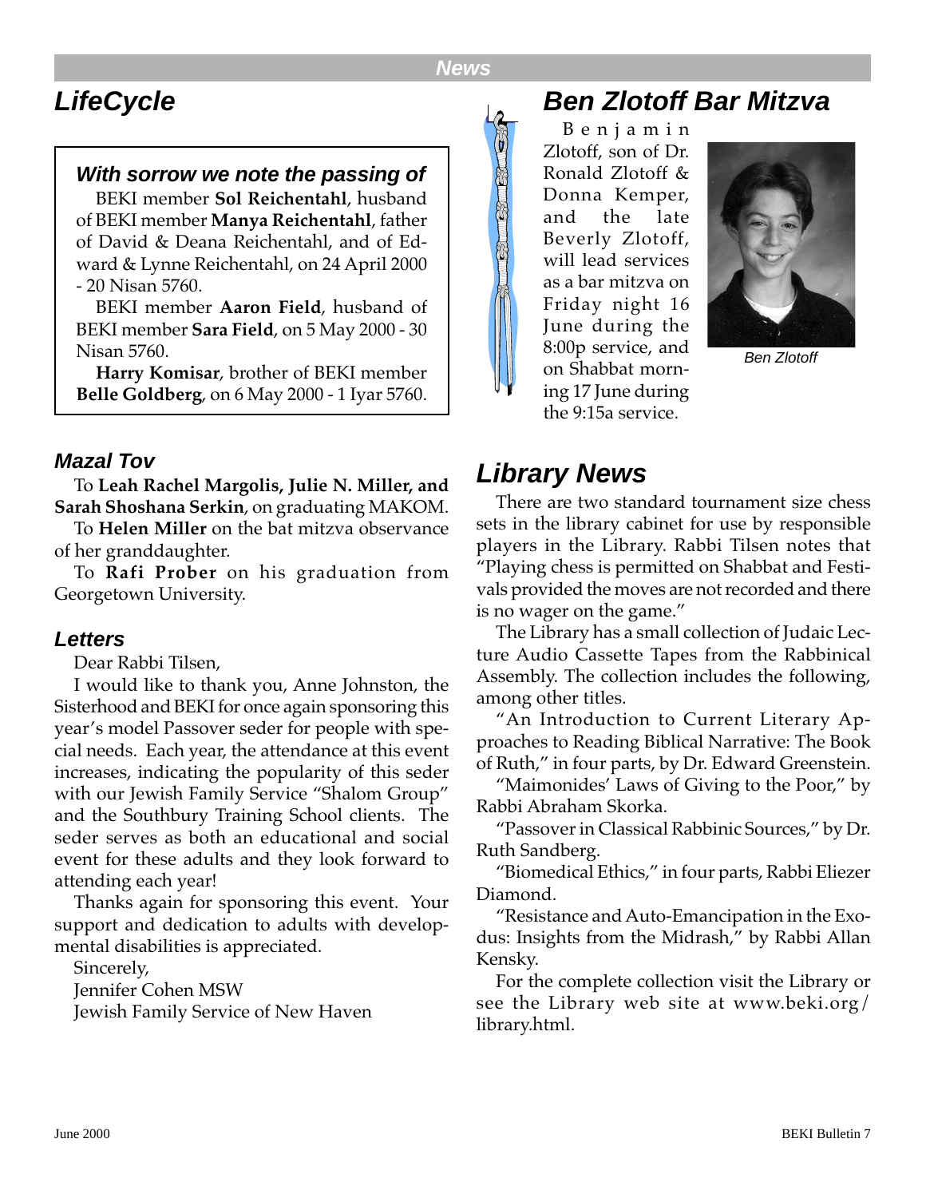## LifeCycle

### With sorrow we note the passing of

BEKI member **Sol Reichentahl**, husband of BEKI member **Manya Reichentahl**, father of David & Deana Reichentahl, and of Edward & Lynne Reichentahl, on 24 April 2000 - 20 Nisan 5760.

BEKI member **Aaron Field**, husband of BEKI member **Sara Field**, on 5 May 2000 - 30 Nisan 5760.

**Harry Komisar**, brother of BEKI member **Belle Goldberg**, on 6 May 2000 - 1 Iyar 5760.

### Mazal Tov

To **Leah Rachel Margolis, Julie N. Miller, and Sarah Shoshana Serkin**, on graduating MAKOM.

To **Helen Miller** on the bat mitzva observance of her granddaughter.

To **Rafi Prober** on his graduation from Georgetown University.

### Letters

Dear Rabbi Tilsen,

I would like to thank you, Anne Johnston, the Sisterhood and BEKI for once again sponsoring this year's model Passover seder for people with special needs. Each year, the attendance at this event increases, indicating the popularity of this seder with our Jewish Family Service "Shalom Group" and the Southbury Training School clients. The seder serves as both an educational and social event for these adults and they look forward to attending each year!

Thanks again for sponsoring this event. Your support and dedication to adults with developmental disabilities is appreciated.

Sincerely,
Jennifer Cohen MSW
Jewish Family Service of New Haven

## Ben Zlotoff Bar Mitzva

Benjamin Zlotoff, son of Dr. Ronald Zlotoff & Donna Kemper, and the late Beverly Zlotoff, will lead services as a bar mitzva on Friday night 16 June during the 8:00p service, and on Shabbat morning 17 June during the 9:15a service.

*Ben Zlotoff*

## Library News

There are two standard tournament size chess sets in the library cabinet for use by responsible players in the Library. Rabbi Tilsen notes that "Playing chess is permitted on Shabbat and Festivals provided the moves are not recorded and there is no wager on the game."

The Library has a small collection of Judaic Lecture Audio Cassette Tapes from the Rabbinical Assembly. The collection includes the following, among other titles.

"An Introduction to Current Literary Approaches to Reading Biblical Narrative: The Book of Ruth," in four parts, by Dr. Edward Greenstein.

"Maimonides' Laws of Giving to the Poor," by Rabbi Abraham Skorka.

"Passover in Classical Rabbinic Sources," by Dr. Ruth Sandberg.

"Biomedical Ethics," in four parts, Rabbi Eliezer Diamond.

"Resistance and Auto-Emancipation in the Exodus: Insights from the Midrash," by Rabbi Allan Kensky.

For the complete collection visit the Library or see the Library web site at www.beki.org/library.html.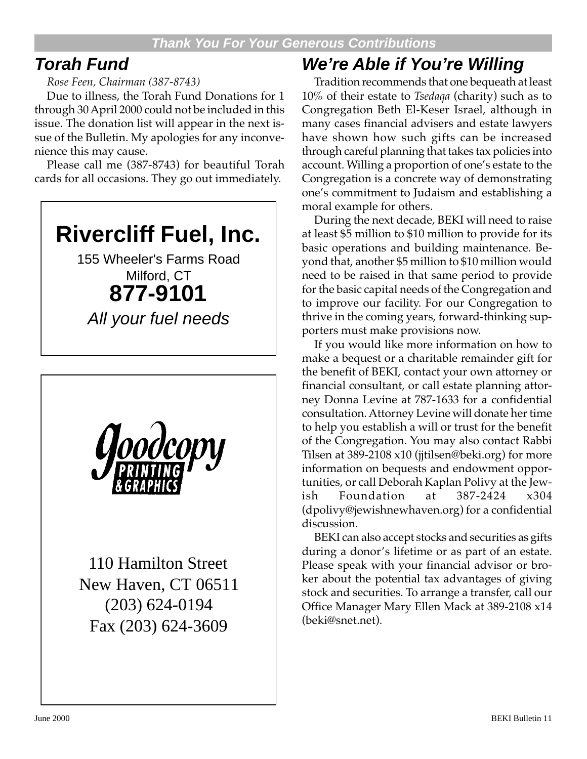**Thank You For Your Generous Contributions**

## Torah Fund

*Rose Feen, Chairman (387-8743)*

Due to illness, the Torah Fund Donations for 1 through 30 April 2000 could not be included in this issue. The donation list will appear in the next issue of the Bulletin. My apologies for any inconvenience this may cause.

Please call me (387-8743) for beautiful Torah cards for all occasions. They go out immediately.

**Rivercliff Fuel, Inc.**

155 Wheeler's Farms Road
Milford, CT
**877-9101**
*All your fuel needs*

Goodcopy PRINTING & GRAPHICS

110 Hamilton Street
New Haven, CT 06511
(203) 624-0194
Fax (203) 624-3609

## We're Able if You're Willing

Tradition recommends that one bequeath at least 10% of their estate to *Tsedaqa* (charity) such as to Congregation Beth El-Keser Israel, although in many cases financial advisers and estate lawyers have shown how such gifts can be increased through careful planning that takes tax policies into account. Willing a proportion of one's estate to the Congregation is a concrete way of demonstrating one's commitment to Judaism and establishing a moral example for others.

During the next decade, BEKI will need to raise at least $5 million to $10 million to provide for its basic operations and building maintenance. Beyond that, another $5 million to $10 million would need to be raised in that same period to provide for the basic capital needs of the Congregation and to improve our facility. For our Congregation to thrive in the coming years, forward-thinking supporters must make provisions now.

If you would like more information on how to make a bequest or a charitable remainder gift for the benefit of BEKI, contact your own attorney or financial consultant, or call estate planning attorney Donna Levine at 787-1633 for a confidential consultation. Attorney Levine will donate her time to help you establish a will or trust for the benefit of the Congregation. You may also contact Rabbi Tilsen at 389-2108 x10 (jjtilsen@beki.org) for more information on bequests and endowment opportunities, or call Deborah Kaplan Polivy at the Jewish Foundation at 387-2424 x304 (dpolivy@jewishnewhaven.org) for a confidential discussion.

BEKI can also accept stocks and securities as gifts during a donor's lifetime or as part of an estate. Please speak with your financial advisor or broker about the potential tax advantages of giving stock and securities. To arrange a transfer, call our Office Manager Mary Ellen Mack at 389-2108 x14 (beki@snet.net).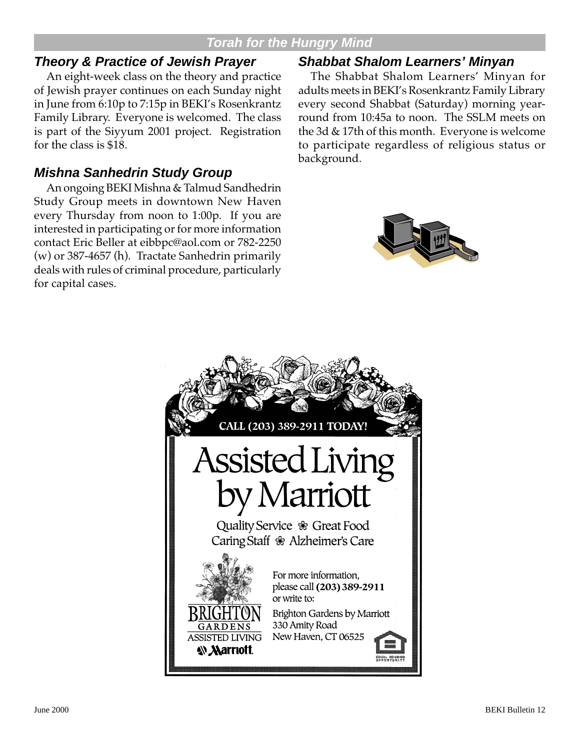## Torah for the Hungry Mind

### Theory & Practice of Jewish Prayer

An eight-week class on the theory and practice of Jewish prayer continues on each Sunday night in June from 6:10p to 7:15p in BEKI's Rosenkrantz Family Library. Everyone is welcomed. The class is part of the Siyyum 2001 project. Registration for the class is $18.

### Mishna Sanhedrin Study Group

An ongoing BEKI Mishna & Talmud Sandhedrin Study Group meets in downtown New Haven every Thursday from noon to 1:00p. If you are interested in participating or for more information contact Eric Beller at eibbpc@aol.com or 782-2250 (w) or 387-4657 (h). Tractate Sanhedrin primarily deals with rules of criminal procedure, particularly for capital cases.

### Shabbat Shalom Learners' Minyan

The Shabbat Shalom Learners' Minyan for adults meets in BEKI's Rosenkrantz Family Library every second Shabbat (Saturday) morning year-round from 10:45a to noon. The SSLM meets on the 3d & 17th of this month. Everyone is welcome to participate regardless of religious status or background.

**CALL (203) 389-2911 TODAY!**

# Assisted Living by Marriott

Quality Service ❀ Great Food
Caring Staff ❀ Alzheimer's Care

BRIGHTON GARDENS
ASSISTED LIVING
Marriott

For more information, please call **(203) 389-2911** or write to:

Brighton Gardens by Marriott
330 Amity Road
New Haven, CT 06525

EQUAL HOUSING OPPORTUNITY